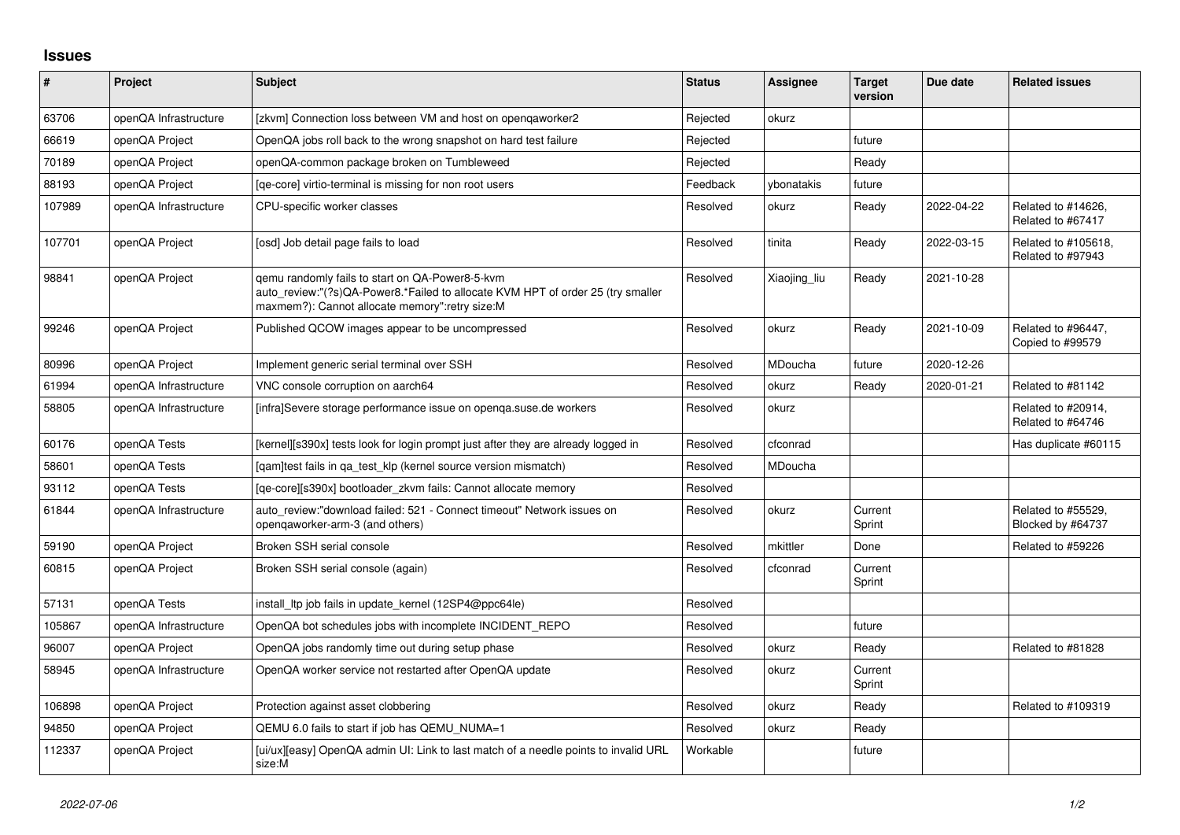# Issues

| # | Project | Subject | Status | Assignee | Target version | Due date | Related issues |
|---|---|---|---|---|---|---|---|
| 63706 | openQA Infrastructure | [zkvm] Connection loss between VM and host on openqaworker2 | Rejected | okurz | | | |
| 66619 | openQA Project | OpenQA jobs roll back to the wrong snapshot on hard test failure | Rejected | | future | | |
| 70189 | openQA Project | openQA-common package broken on Tumbleweed | Rejected | | Ready | | |
| 88193 | openQA Project | [qe-core] virtio-terminal is missing for non root users | Feedback | ybonatakis | future | | |
| 107989 | openQA Infrastructure | CPU-specific worker classes | Resolved | okurz | Ready | 2022-04-22 | Related to #14626, Related to #67417 |
| 107701 | openQA Project | [osd] Job detail page fails to load | Resolved | tinita | Ready | 2022-03-15 | Related to #105618, Related to #97943 |
| 98841 | openQA Project | qemu randomly fails to start on QA-Power8-5-kvm auto_review:"(?s)QA-Power8.*Failed to allocate KVM HPT of order 25 (try smaller maxmem?): Cannot allocate memory":retry size:M | Resolved | Xiaojing_liu | Ready | 2021-10-28 | |
| 99246 | openQA Project | Published QCOW images appear to be uncompressed | Resolved | okurz | Ready | 2021-10-09 | Related to #96447, Copied to #99579 |
| 80996 | openQA Project | Implement generic serial terminal over SSH | Resolved | MDoucha | future | 2020-12-26 | |
| 61994 | openQA Infrastructure | VNC console corruption on aarch64 | Resolved | okurz | Ready | 2020-01-21 | Related to #81142 |
| 58805 | openQA Infrastructure | [infra]Severe storage performance issue on openqa.suse.de workers | Resolved | okurz | | | Related to #20914, Related to #64746 |
| 60176 | openQA Tests | [kernel][s390x] tests look for login prompt just after they are already logged in | Resolved | cfconrad | | | Has duplicate #60115 |
| 58601 | openQA Tests | [qam]test fails in qa_test_klp (kernel source version mismatch) | Resolved | MDoucha | | | |
| 93112 | openQA Tests | [qe-core][s390x] bootloader_zkvm fails: Cannot allocate memory | Resolved | | | | |
| 61844 | openQA Infrastructure | auto_review:"download failed: 521 - Connect timeout" Network issues on openqaworker-arm-3 (and others) | Resolved | okurz | Current Sprint | | Related to #55529, Blocked by #64737 |
| 59190 | openQA Project | Broken SSH serial console | Resolved | mkittler | Done | | Related to #59226 |
| 60815 | openQA Project | Broken SSH serial console (again) | Resolved | cfconrad | Current Sprint | | |
| 57131 | openQA Tests | install_ltp job fails in update_kernel (12SP4@ppc64le) | Resolved | | | | |
| 105867 | openQA Infrastructure | OpenQA bot schedules jobs with incomplete INCIDENT_REPO | Resolved | | future | | |
| 96007 | openQA Project | OpenQA jobs randomly time out during setup phase | Resolved | okurz | Ready | | Related to #81828 |
| 58945 | openQA Infrastructure | OpenQA worker service not restarted after OpenQA update | Resolved | okurz | Current Sprint | | |
| 106898 | openQA Project | Protection against asset clobbering | Resolved | okurz | Ready | | Related to #109319 |
| 94850 | openQA Project | QEMU 6.0 fails to start if job has QEMU_NUMA=1 | Resolved | okurz | Ready | | |
| 112337 | openQA Project | [ui/ux][easy] OpenQA admin UI: Link to last match of a needle points to invalid URL size:M | Workable | | future | | |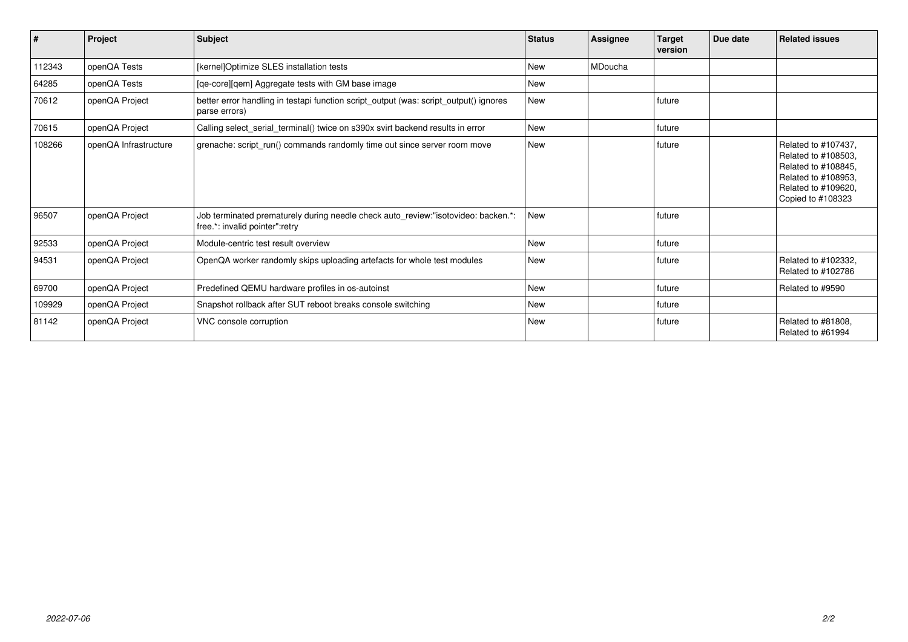| # | Project | Subject | Status | Assignee | Target version | Due date | Related issues |
|---|---|---|---|---|---|---|---|
| 112343 | openQA Tests | [kernel]Optimize SLES installation tests | New | MDoucha | | | |
| 64285 | openQA Tests | [qe-core][qem] Aggregate tests with GM base image | New | | | | |
| 70612 | openQA Project | better error handling in testapi function script_output (was: script_output() ignores parse errors) | New | | future | | |
| 70615 | openQA Project | Calling select_serial_terminal() twice on s390x svirt backend results in error | New | | future | | |
| 108266 | openQA Infrastructure | grenache: script_run() commands randomly time out since server room move | New | | future | | Related to #107437, Related to #108503, Related to #108845, Related to #108953, Related to #109620, Copied to #108323 |
| 96507 | openQA Project | Job terminated prematurely during needle check auto_review:"isotovideo: backen.*: free.*: invalid pointer":retry | New | | future | | |
| 92533 | openQA Project | Module-centric test result overview | New | | future | | |
| 94531 | openQA Project | OpenQA worker randomly skips uploading artefacts for whole test modules | New | | future | | Related to #102332, Related to #102786 |
| 69700 | openQA Project | Predefined QEMU hardware profiles in os-autoinst | New | | future | | Related to #9590 |
| 109929 | openQA Project | Snapshot rollback after SUT reboot breaks console switching | New | | future | | |
| 81142 | openQA Project | VNC console corruption | New | | future | | Related to #81808, Related to #61994 |

*2022-07-06*